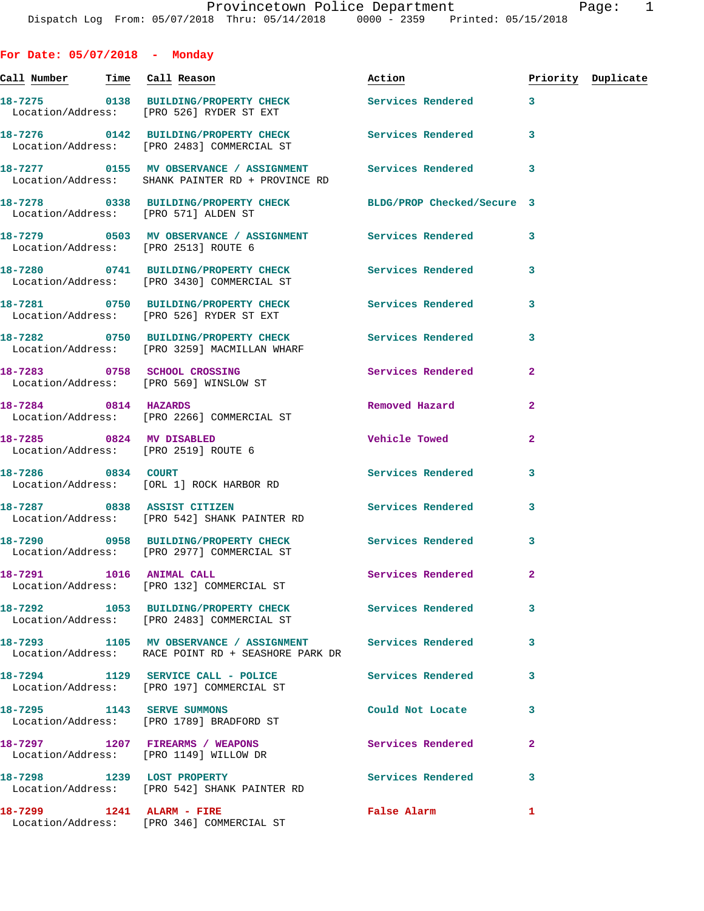Provincetown Police Department

Dispatch Log From: 05/07/2018 Thru: 05/14/2018 0000 - 2359 Printed: 05/15/2018

## For Date: 05/07/2018 - Monday

| Call Number | Time | Call Reason | Action | Priority | Duplicate |
|---|---|---|---|---|---|
| 18-7275 | 0138 | BUILDING/PROPERTY CHECK | Services Rendered | 3 | |
| Location/Address: | | [PRO 526] RYDER ST EXT | | | |
| 18-7276 | 0142 | BUILDING/PROPERTY CHECK | Services Rendered | 3 | |
| Location/Address: | | [PRO 2483] COMMERCIAL ST | | | |
| 18-7277 | 0155 | MV OBSERVANCE / ASSIGNMENT | Services Rendered | 3 | |
| Location/Address: | | SHANK PAINTER RD + PROVINCE RD | | | |
| 18-7278 | 0338 | BUILDING/PROPERTY CHECK | BLDG/PROP Checked/Secure | 3 | |
| Location/Address: | | [PRO 571] ALDEN ST | | | |
| 18-7279 | 0503 | MV OBSERVANCE / ASSIGNMENT | Services Rendered | 3 | |
| Location/Address: | | [PRO 2513] ROUTE 6 | | | |
| 18-7280 | 0741 | BUILDING/PROPERTY CHECK | Services Rendered | 3 | |
| Location/Address: | | [PRO 3430] COMMERCIAL ST | | | |
| 18-7281 | 0750 | BUILDING/PROPERTY CHECK | Services Rendered | 3 | |
| Location/Address: | | [PRO 526] RYDER ST EXT | | | |
| 18-7282 | 0750 | BUILDING/PROPERTY CHECK | Services Rendered | 3 | |
| Location/Address: | | [PRO 3259] MACMILLAN WHARF | | | |
| 18-7283 | 0758 | SCHOOL CROSSING | Services Rendered | 2 | |
| Location/Address: | | [PRO 569] WINSLOW ST | | | |
| 18-7284 | 0814 | HAZARDS | Removed Hazard | 2 | |
| Location/Address: | | [PRO 2266] COMMERCIAL ST | | | |
| 18-7285 | 0824 | MV DISABLED | Vehicle Towed | 2 | |
| Location/Address: | | [PRO 2519] ROUTE 6 | | | |
| 18-7286 | 0834 | COURT | Services Rendered | 3 | |
| Location/Address: | | [ORL 1] ROCK HARBOR RD | | | |
| 18-7287 | 0838 | ASSIST CITIZEN | Services Rendered | 3 | |
| Location/Address: | | [PRO 542] SHANK PAINTER RD | | | |
| 18-7290 | 0958 | BUILDING/PROPERTY CHECK | Services Rendered | 3 | |
| Location/Address: | | [PRO 2977] COMMERCIAL ST | | | |
| 18-7291 | 1016 | ANIMAL CALL | Services Rendered | 2 | |
| Location/Address: | | [PRO 132] COMMERCIAL ST | | | |
| 18-7292 | 1053 | BUILDING/PROPERTY CHECK | Services Rendered | 3 | |
| Location/Address: | | [PRO 2483] COMMERCIAL ST | | | |
| 18-7293 | 1105 | MV OBSERVANCE / ASSIGNMENT | Services Rendered | 3 | |
| Location/Address: | | RACE POINT RD + SEASHORE PARK DR | | | |
| 18-7294 | 1129 | SERVICE CALL - POLICE | Services Rendered | 3 | |
| Location/Address: | | [PRO 197] COMMERCIAL ST | | | |
| 18-7295 | 1143 | SERVE SUMMONS | Could Not Locate | 3 | |
| Location/Address: | | [PRO 1789] BRADFORD ST | | | |
| 18-7297 | 1207 | FIREARMS / WEAPONS | Services Rendered | 2 | |
| Location/Address: | | [PRO 1149] WILLOW DR | | | |
| 18-7298 | 1239 | LOST PROPERTY | Services Rendered | 3 | |
| Location/Address: | | [PRO 542] SHANK PAINTER RD | | | |
| 18-7299 | 1241 | ALARM - FIRE | False Alarm | 1 | |
| Location/Address: | | [PRO 346] COMMERCIAL ST | | | |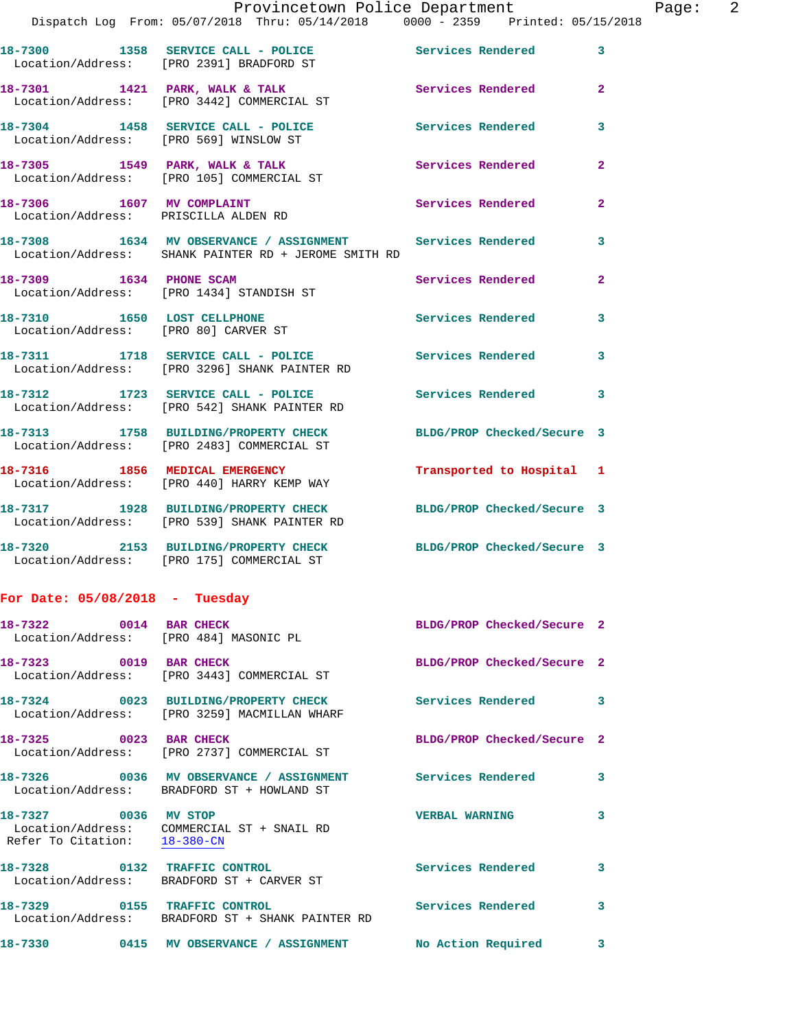18-7300 1358 SERVICE CALL - POLICE Services Rendered 3
Location/Address: [PRO 2391] BRADFORD ST

18-7301 1421 PARK, WALK & TALK Services Rendered 2
Location/Address: [PRO 3442] COMMERCIAL ST

18-7304 1458 SERVICE CALL - POLICE Services Rendered 3
Location/Address: [PRO 569] WINSLOW ST

18-7305 1549 PARK, WALK & TALK Services Rendered 2
Location/Address: [PRO 105] COMMERCIAL ST

18-7306 1607 MV COMPLAINT Services Rendered 2
Location/Address: PRISCILLA ALDEN RD

18-7308 1634 MV OBSERVANCE / ASSIGNMENT Services Rendered 3
Location/Address: SHANK PAINTER RD + JEROME SMITH RD

18-7309 1634 PHONE SCAM Services Rendered 2
Location/Address: [PRO 1434] STANDISH ST

18-7310 1650 LOST CELLPHONE Services Rendered 3
Location/Address: [PRO 80] CARVER ST

18-7311 1718 SERVICE CALL - POLICE Services Rendered 3
Location/Address: [PRO 3296] SHANK PAINTER RD

18-7312 1723 SERVICE CALL - POLICE Services Rendered 3
Location/Address: [PRO 542] SHANK PAINTER RD

18-7313 1758 BUILDING/PROPERTY CHECK BLDG/PROP Checked/Secure 3
Location/Address: [PRO 2483] COMMERCIAL ST

18-7316 1856 MEDICAL EMERGENCY Transported to Hospital 1
Location/Address: [PRO 440] HARRY KEMP WAY

18-7317 1928 BUILDING/PROPERTY CHECK BLDG/PROP Checked/Secure 3
Location/Address: [PRO 539] SHANK PAINTER RD

18-7320 2153 BUILDING/PROPERTY CHECK BLDG/PROP Checked/Secure 3
Location/Address: [PRO 175] COMMERCIAL ST

**For Date: 05/08/2018 - Tuesday**

18-7322 0014 BAR CHECK BLDG/PROP Checked/Secure 2
Location/Address: [PRO 484] MASONIC PL

18-7323 0019 BAR CHECK BLDG/PROP Checked/Secure 2
Location/Address: [PRO 3443] COMMERCIAL ST

18-7324 0023 BUILDING/PROPERTY CHECK Services Rendered 3
Location/Address: [PRO 3259] MACMILLAN WHARF

18-7325 0023 BAR CHECK BLDG/PROP Checked/Secure 2
Location/Address: [PRO 2737] COMMERCIAL ST

18-7326 0036 MV OBSERVANCE / ASSIGNMENT Services Rendered 3
Location/Address: BRADFORD ST + HOWLAND ST

18-7327 0036 MV STOP VERBAL WARNING 3
Location/Address: COMMERCIAL ST + SNAIL RD
Refer To Citation: 18-380-CN

18-7328 0132 TRAFFIC CONTROL Services Rendered 3
Location/Address: BRADFORD ST + CARVER ST

18-7329 0155 TRAFFIC CONTROL Services Rendered 3
Location/Address: BRADFORD ST + SHANK PAINTER RD

18-7330 0415 MV OBSERVANCE / ASSIGNMENT No Action Required 3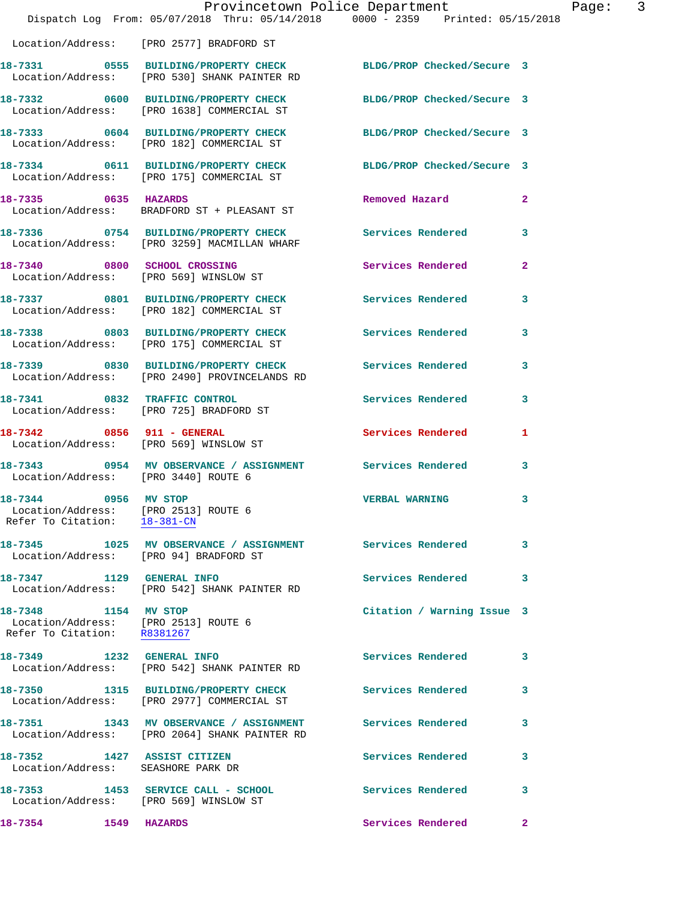Location/Address: [PRO 2577] BRADFORD ST

**18-7331 0555 BUILDING/PROPERTY CHECK** BLDG/PROP Checked/Secure 3
Location/Address: [PRO 530] SHANK PAINTER RD

**18-7332 0600 BUILDING/PROPERTY CHECK** BLDG/PROP Checked/Secure 3
Location/Address: [PRO 1638] COMMERCIAL ST

**18-7333 0604 BUILDING/PROPERTY CHECK** BLDG/PROP Checked/Secure 3
Location/Address: [PRO 182] COMMERCIAL ST

**18-7334 0611 BUILDING/PROPERTY CHECK** BLDG/PROP Checked/Secure 3
Location/Address: [PRO 175] COMMERCIAL ST

**18-7335 0635 HAZARDS** Removed Hazard 2
Location/Address: BRADFORD ST + PLEASANT ST

**18-7336 0754 BUILDING/PROPERTY CHECK** Services Rendered 3
Location/Address: [PRO 3259] MACMILLAN WHARF

**18-7340 0800 SCHOOL CROSSING** Services Rendered 2
Location/Address: [PRO 569] WINSLOW ST

**18-7337 0801 BUILDING/PROPERTY CHECK** Services Rendered 3
Location/Address: [PRO 182] COMMERCIAL ST

**18-7338 0803 BUILDING/PROPERTY CHECK** Services Rendered 3
Location/Address: [PRO 175] COMMERCIAL ST

**18-7339 0830 BUILDING/PROPERTY CHECK** Services Rendered 3
Location/Address: [PRO 2490] PROVINCELANDS RD

**18-7341 0832 TRAFFIC CONTROL** Services Rendered 3
Location/Address: [PRO 725] BRADFORD ST

**18-7342 0856 911 - GENERAL** Services Rendered 1
Location/Address: [PRO 569] WINSLOW ST

**18-7343 0954 MV OBSERVANCE / ASSIGNMENT** Services Rendered 3
Location/Address: [PRO 3440] ROUTE 6

**18-7344 0956 MV STOP** VERBAL WARNING 3
Location/Address: [PRO 2513] ROUTE 6
Refer To Citation: 18-381-CN

**18-7345 1025 MV OBSERVANCE / ASSIGNMENT** Services Rendered 3
Location/Address: [PRO 94] BRADFORD ST

**18-7347 1129 GENERAL INFO** Services Rendered 3
Location/Address: [PRO 542] SHANK PAINTER RD

**18-7348 1154 MV STOP** Citation / Warning Issue 3
Location/Address: [PRO 2513] ROUTE 6
Refer To Citation: R8381267

**18-7349 1232 GENERAL INFO** Services Rendered 3
Location/Address: [PRO 542] SHANK PAINTER RD

**18-7350 1315 BUILDING/PROPERTY CHECK** Services Rendered 3
Location/Address: [PRO 2977] COMMERCIAL ST

**18-7351 1343 MV OBSERVANCE / ASSIGNMENT** Services Rendered 3
Location/Address: [PRO 2064] SHANK PAINTER RD

**18-7352 1427 ASSIST CITIZEN** Services Rendered 3
Location/Address: SEASHORE PARK DR

**18-7353 1453 SERVICE CALL - SCHOOL** Services Rendered 3
Location/Address: [PRO 569] WINSLOW ST

**18-7354 1549 HAZARDS** Services Rendered 2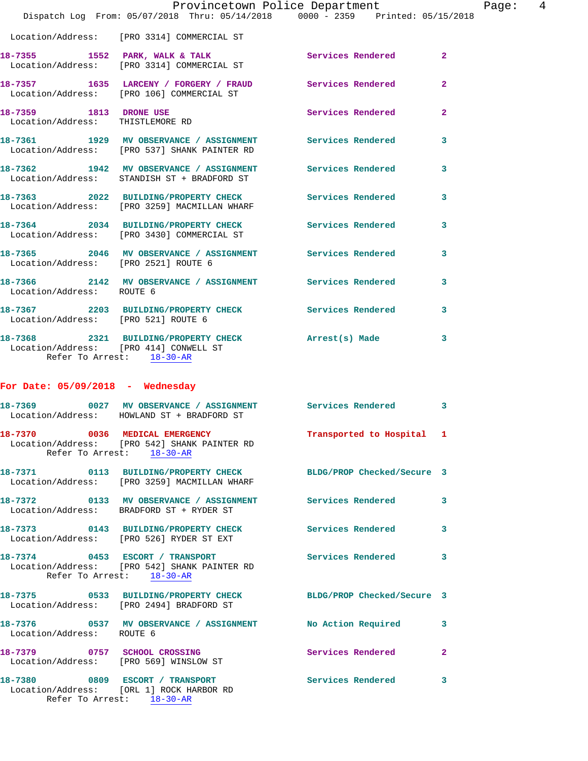Location/Address: [PRO 3314] COMMERCIAL ST

**18-7355** 1552 **PARK, WALK & TALK** Services Rendered 2
Location/Address: [PRO 3314] COMMERCIAL ST

**18-7357** 1635 **LARCENY / FORGERY / FRAUD** Services Rendered 2
Location/Address: [PRO 106] COMMERCIAL ST

**18-7359** 1813 **DRONE USE** Services Rendered 2
Location/Address: THISTLEMORE RD

**18-7361** 1929 **MV OBSERVANCE / ASSIGNMENT** Services Rendered 3
Location/Address: [PRO 537] SHANK PAINTER RD

**18-7362** 1942 **MV OBSERVANCE / ASSIGNMENT** Services Rendered 3
Location/Address: STANDISH ST + BRADFORD ST

**18-7363** 2022 **BUILDING/PROPERTY CHECK** Services Rendered 3
Location/Address: [PRO 3259] MACMILLAN WHARF

**18-7364** 2034 **BUILDING/PROPERTY CHECK** Services Rendered 3
Location/Address: [PRO 3430] COMMERCIAL ST

**18-7365** 2046 **MV OBSERVANCE / ASSIGNMENT** Services Rendered 3
Location/Address: [PRO 2521] ROUTE 6

**18-7366** 2142 **MV OBSERVANCE / ASSIGNMENT** Services Rendered 3
Location/Address: ROUTE 6

**18-7367** 2203 **BUILDING/PROPERTY CHECK** Services Rendered 3
Location/Address: [PRO 521] ROUTE 6

**18-7368** 2321 **BUILDING/PROPERTY CHECK** Arrest(s) Made 3
Location/Address: [PRO 414] CONWELL ST
Refer To Arrest: 18-30-AR

## For Date: 05/09/2018 - Wednesday

**18-7369** 0027 **MV OBSERVANCE / ASSIGNMENT** Services Rendered 3
Location/Address: HOWLAND ST + BRADFORD ST

**18-7370** 0036 **MEDICAL EMERGENCY** Transported to Hospital 1
Location/Address: [PRO 542] SHANK PAINTER RD
Refer To Arrest: 18-30-AR

**18-7371** 0113 **BUILDING/PROPERTY CHECK** BLDG/PROP Checked/Secure 3
Location/Address: [PRO 3259] MACMILLAN WHARF

**18-7372** 0133 **MV OBSERVANCE / ASSIGNMENT** Services Rendered 3
Location/Address: BRADFORD ST + RYDER ST

**18-7373** 0143 **BUILDING/PROPERTY CHECK** Services Rendered 3
Location/Address: [PRO 526] RYDER ST EXT

**18-7374** 0453 **ESCORT / TRANSPORT** Services Rendered 3
Location/Address: [PRO 542] SHANK PAINTER RD
Refer To Arrest: 18-30-AR

**18-7375** 0533 **BUILDING/PROPERTY CHECK** BLDG/PROP Checked/Secure 3
Location/Address: [PRO 2494] BRADFORD ST

**18-7376** 0537 **MV OBSERVANCE / ASSIGNMENT** No Action Required 3
Location/Address: ROUTE 6

**18-7379** 0757 **SCHOOL CROSSING** Services Rendered 2
Location/Address: [PRO 569] WINSLOW ST

**18-7380** 0809 **ESCORT / TRANSPORT** Services Rendered 3
Location/Address: [ORL 1] ROCK HARBOR RD
Refer To Arrest: 18-30-AR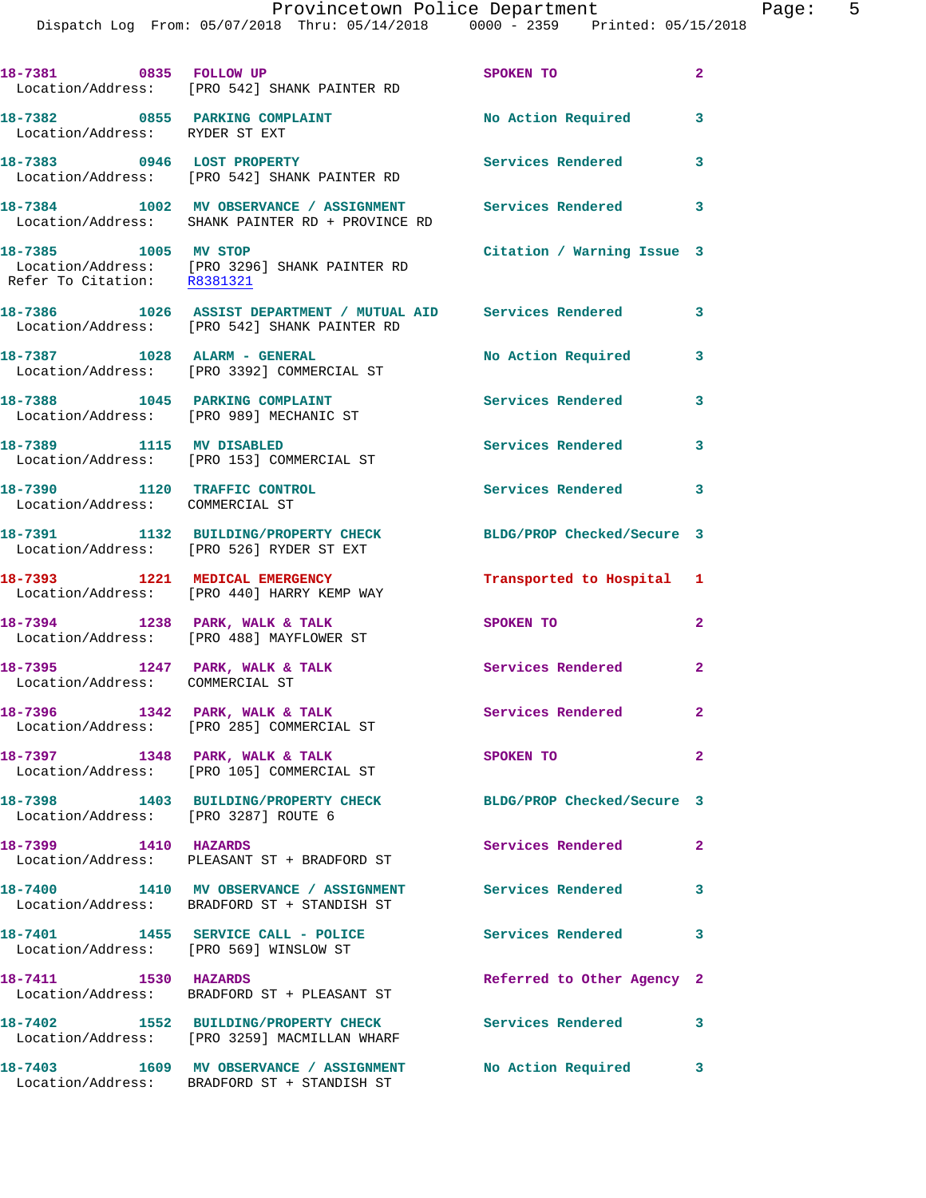| Call # | Time | Call Type | Disposition | Priority |
|---|---|---|---|---|
| 18-7381 | 0835 | FOLLOW UP | SPOKEN TO | 2 |
| Location/Address: | | [PRO 542] SHANK PAINTER RD | | |
| 18-7382 | 0855 | PARKING COMPLAINT | No Action Required | 3 |
| Location/Address: | | RYDER ST EXT | | |
| 18-7383 | 0946 | LOST PROPERTY | Services Rendered | 3 |
| Location/Address: | | [PRO 542] SHANK PAINTER RD | | |
| 18-7384 | 1002 | MV OBSERVANCE / ASSIGNMENT | Services Rendered | 3 |
| Location/Address: | | SHANK PAINTER RD + PROVINCE RD | | |
| 18-7385 | 1005 | MV STOP | Citation / Warning Issue | 3 |
| Location/Address: | | [PRO 3296] SHANK PAINTER RD | | |
| Refer To Citation: | | R8381321 | | |
| 18-7386 | 1026 | ASSIST DEPARTMENT / MUTUAL AID | Services Rendered | 3 |
| Location/Address: | | [PRO 542] SHANK PAINTER RD | | |
| 18-7387 | 1028 | ALARM - GENERAL | No Action Required | 3 |
| Location/Address: | | [PRO 3392] COMMERCIAL ST | | |
| 18-7388 | 1045 | PARKING COMPLAINT | Services Rendered | 3 |
| Location/Address: | | [PRO 989] MECHANIC ST | | |
| 18-7389 | 1115 | MV DISABLED | Services Rendered | 3 |
| Location/Address: | | [PRO 153] COMMERCIAL ST | | |
| 18-7390 | 1120 | TRAFFIC CONTROL | Services Rendered | 3 |
| Location/Address: | | COMMERCIAL ST | | |
| 18-7391 | 1132 | BUILDING/PROPERTY CHECK | BLDG/PROP Checked/Secure | 3 |
| Location/Address: | | [PRO 526] RYDER ST EXT | | |
| 18-7393 | 1221 | MEDICAL EMERGENCY | Transported to Hospital | 1 |
| Location/Address: | | [PRO 440] HARRY KEMP WAY | | |
| 18-7394 | 1238 | PARK, WALK & TALK | SPOKEN TO | 2 |
| Location/Address: | | [PRO 488] MAYFLOWER ST | | |
| 18-7395 | 1247 | PARK, WALK & TALK | Services Rendered | 2 |
| Location/Address: | | COMMERCIAL ST | | |
| 18-7396 | 1342 | PARK, WALK & TALK | Services Rendered | 2 |
| Location/Address: | | [PRO 285] COMMERCIAL ST | | |
| 18-7397 | 1348 | PARK, WALK & TALK | SPOKEN TO | 2 |
| Location/Address: | | [PRO 105] COMMERCIAL ST | | |
| 18-7398 | 1403 | BUILDING/PROPERTY CHECK | BLDG/PROP Checked/Secure | 3 |
| Location/Address: | | [PRO 3287] ROUTE 6 | | |
| 18-7399 | 1410 | HAZARDS | Services Rendered | 2 |
| Location/Address: | | PLEASANT ST + BRADFORD ST | | |
| 18-7400 | 1410 | MV OBSERVANCE / ASSIGNMENT | Services Rendered | 3 |
| Location/Address: | | BRADFORD ST + STANDISH ST | | |
| 18-7401 | 1455 | SERVICE CALL - POLICE | Services Rendered | 3 |
| Location/Address: | | [PRO 569] WINSLOW ST | | |
| 18-7411 | 1530 | HAZARDS | Referred to Other Agency | 2 |
| Location/Address: | | BRADFORD ST + PLEASANT ST | | |
| 18-7402 | 1552 | BUILDING/PROPERTY CHECK | Services Rendered | 3 |
| Location/Address: | | [PRO 3259] MACMILLAN WHARF | | |
| 18-7403 | 1609 | MV OBSERVANCE / ASSIGNMENT | No Action Required | 3 |
| Location/Address: | | BRADFORD ST + STANDISH ST | | |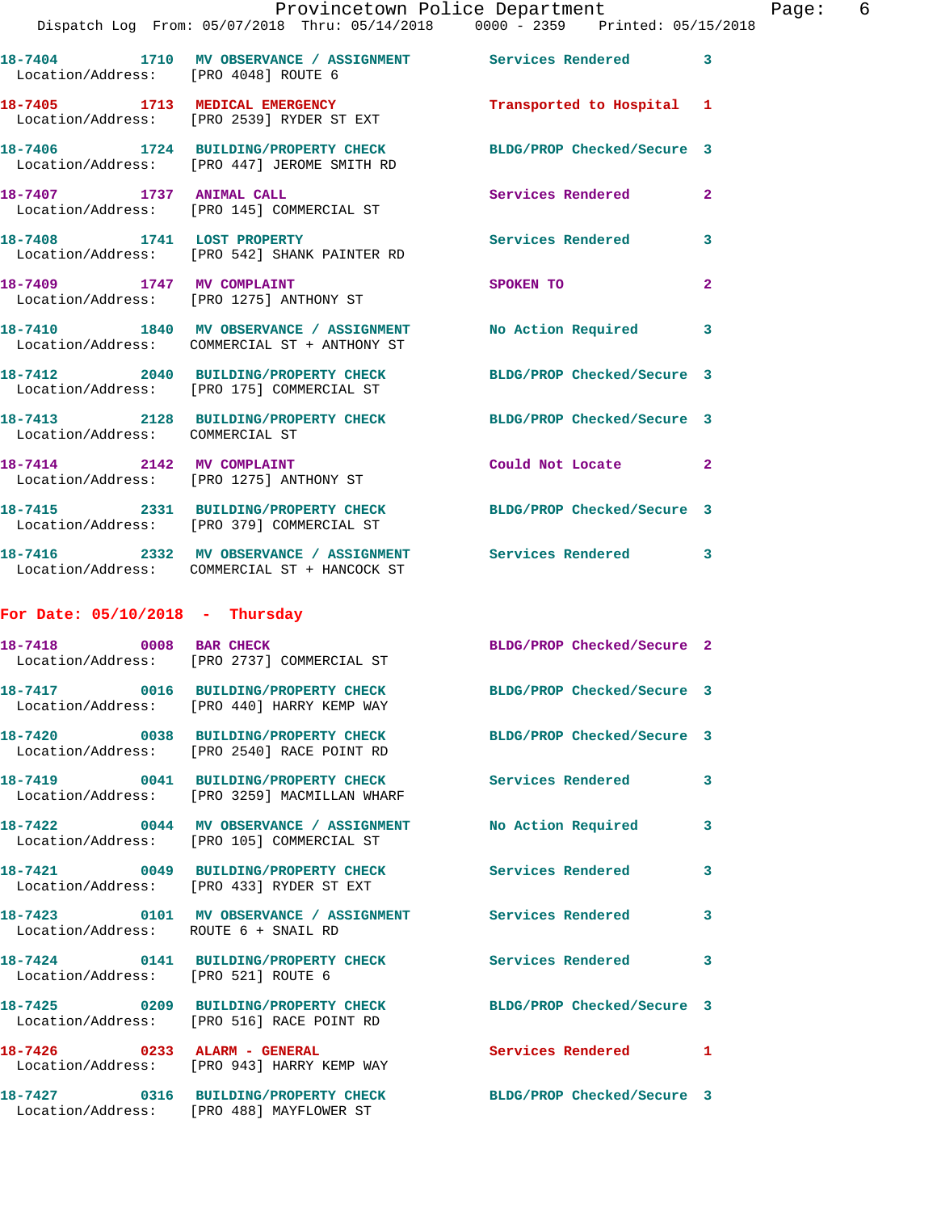18-7404 1710 MV OBSERVANCE / ASSIGNMENT Services Rendered 3
Location/Address: [PRO 4048] ROUTE 6

18-7405 1713 MEDICAL EMERGENCY Transported to Hospital 1
Location/Address: [PRO 2539] RYDER ST EXT

18-7406 1724 BUILDING/PROPERTY CHECK BLDG/PROP Checked/Secure 3
Location/Address: [PRO 447] JEROME SMITH RD

18-7407 1737 ANIMAL CALL Services Rendered 2
Location/Address: [PRO 145] COMMERCIAL ST

18-7408 1741 LOST PROPERTY Services Rendered 3
Location/Address: [PRO 542] SHANK PAINTER RD

18-7409 1747 MV COMPLAINT SPOKEN TO 2
Location/Address: [PRO 1275] ANTHONY ST

18-7410 1840 MV OBSERVANCE / ASSIGNMENT No Action Required 3
Location/Address: COMMERCIAL ST + ANTHONY ST

18-7412 2040 BUILDING/PROPERTY CHECK BLDG/PROP Checked/Secure 3
Location/Address: [PRO 175] COMMERCIAL ST

18-7413 2128 BUILDING/PROPERTY CHECK BLDG/PROP Checked/Secure 3
Location/Address: COMMERCIAL ST

18-7414 2142 MV COMPLAINT Could Not Locate 2
Location/Address: [PRO 1275] ANTHONY ST

18-7415 2331 BUILDING/PROPERTY CHECK BLDG/PROP Checked/Secure 3
Location/Address: [PRO 379] COMMERCIAL ST

18-7416 2332 MV OBSERVANCE / ASSIGNMENT Services Rendered 3
Location/Address: COMMERCIAL ST + HANCOCK ST

## For Date: 05/10/2018 - Thursday

18-7418 0008 BAR CHECK BLDG/PROP Checked/Secure 2
Location/Address: [PRO 2737] COMMERCIAL ST

18-7417 0016 BUILDING/PROPERTY CHECK BLDG/PROP Checked/Secure 3
Location/Address: [PRO 440] HARRY KEMP WAY

18-7420 0038 BUILDING/PROPERTY CHECK BLDG/PROP Checked/Secure 3
Location/Address: [PRO 2540] RACE POINT RD

18-7419 0041 BUILDING/PROPERTY CHECK Services Rendered 3
Location/Address: [PRO 3259] MACMILLAN WHARF

18-7422 0044 MV OBSERVANCE / ASSIGNMENT No Action Required 3
Location/Address: [PRO 105] COMMERCIAL ST

18-7421 0049 BUILDING/PROPERTY CHECK Services Rendered 3
Location/Address: [PRO 433] RYDER ST EXT

18-7423 0101 MV OBSERVANCE / ASSIGNMENT Services Rendered 3
Location/Address: ROUTE 6 + SNAIL RD

18-7424 0141 BUILDING/PROPERTY CHECK Services Rendered 3
Location/Address: [PRO 521] ROUTE 6

18-7425 0209 BUILDING/PROPERTY CHECK BLDG/PROP Checked/Secure 3
Location/Address: [PRO 516] RACE POINT RD

18-7426 0233 ALARM - GENERAL Services Rendered 1
Location/Address: [PRO 943] HARRY KEMP WAY

18-7427 0316 BUILDING/PROPERTY CHECK BLDG/PROP Checked/Secure 3
Location/Address: [PRO 488] MAYFLOWER ST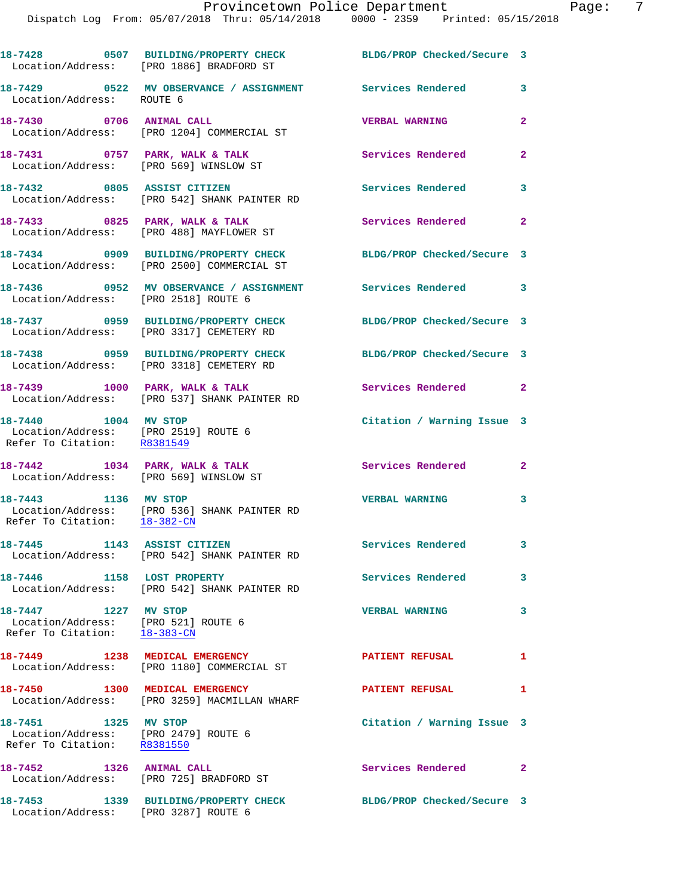18-7428 0507 BUILDING/PROPERTY CHECK BLDG/PROP Checked/Secure 3
Location/Address: [PRO 1886] BRADFORD ST

18-7429 0522 MV OBSERVANCE / ASSIGNMENT Services Rendered 3
Location/Address: ROUTE 6

18-7430 0706 ANIMAL CALL VERBAL WARNING 2
Location/Address: [PRO 1204] COMMERCIAL ST

18-7431 0757 PARK, WALK & TALK Services Rendered 2
Location/Address: [PRO 569] WINSLOW ST

18-7432 0805 ASSIST CITIZEN Services Rendered 3
Location/Address: [PRO 542] SHANK PAINTER RD

18-7433 0825 PARK, WALK & TALK Services Rendered 2
Location/Address: [PRO 488] MAYFLOWER ST

18-7434 0909 BUILDING/PROPERTY CHECK BLDG/PROP Checked/Secure 3
Location/Address: [PRO 2500] COMMERCIAL ST

18-7436 0952 MV OBSERVANCE / ASSIGNMENT Services Rendered 3
Location/Address: [PRO 2518] ROUTE 6

18-7437 0959 BUILDING/PROPERTY CHECK BLDG/PROP Checked/Secure 3
Location/Address: [PRO 3317] CEMETERY RD

18-7438 0959 BUILDING/PROPERTY CHECK BLDG/PROP Checked/Secure 3
Location/Address: [PRO 3318] CEMETERY RD

18-7439 1000 PARK, WALK & TALK Services Rendered 2
Location/Address: [PRO 537] SHANK PAINTER RD

18-7440 1004 MV STOP Citation / Warning Issue 3
Location/Address: [PRO 2519] ROUTE 6
Refer To Citation: R8381549

18-7442 1034 PARK, WALK & TALK Services Rendered 2
Location/Address: [PRO 569] WINSLOW ST

18-7443 1136 MV STOP VERBAL WARNING 3
Location/Address: [PRO 536] SHANK PAINTER RD
Refer To Citation: 18-382-CN

18-7445 1143 ASSIST CITIZEN Services Rendered 3
Location/Address: [PRO 542] SHANK PAINTER RD

18-7446 1158 LOST PROPERTY Services Rendered 3
Location/Address: [PRO 542] SHANK PAINTER RD

18-7447 1227 MV STOP VERBAL WARNING 3
Location/Address: [PRO 521] ROUTE 6
Refer To Citation: 18-383-CN

18-7449 1238 MEDICAL EMERGENCY PATIENT REFUSAL 1
Location/Address: [PRO 1180] COMMERCIAL ST

18-7450 1300 MEDICAL EMERGENCY PATIENT REFUSAL 1
Location/Address: [PRO 3259] MACMILLAN WHARF

18-7451 1325 MV STOP Citation / Warning Issue 3
Location/Address: [PRO 2479] ROUTE 6
Refer To Citation: R8381550

18-7452 1326 ANIMAL CALL Services Rendered 2
Location/Address: [PRO 725] BRADFORD ST

18-7453 1339 BUILDING/PROPERTY CHECK BLDG/PROP Checked/Secure 3
Location/Address: [PRO 3287] ROUTE 6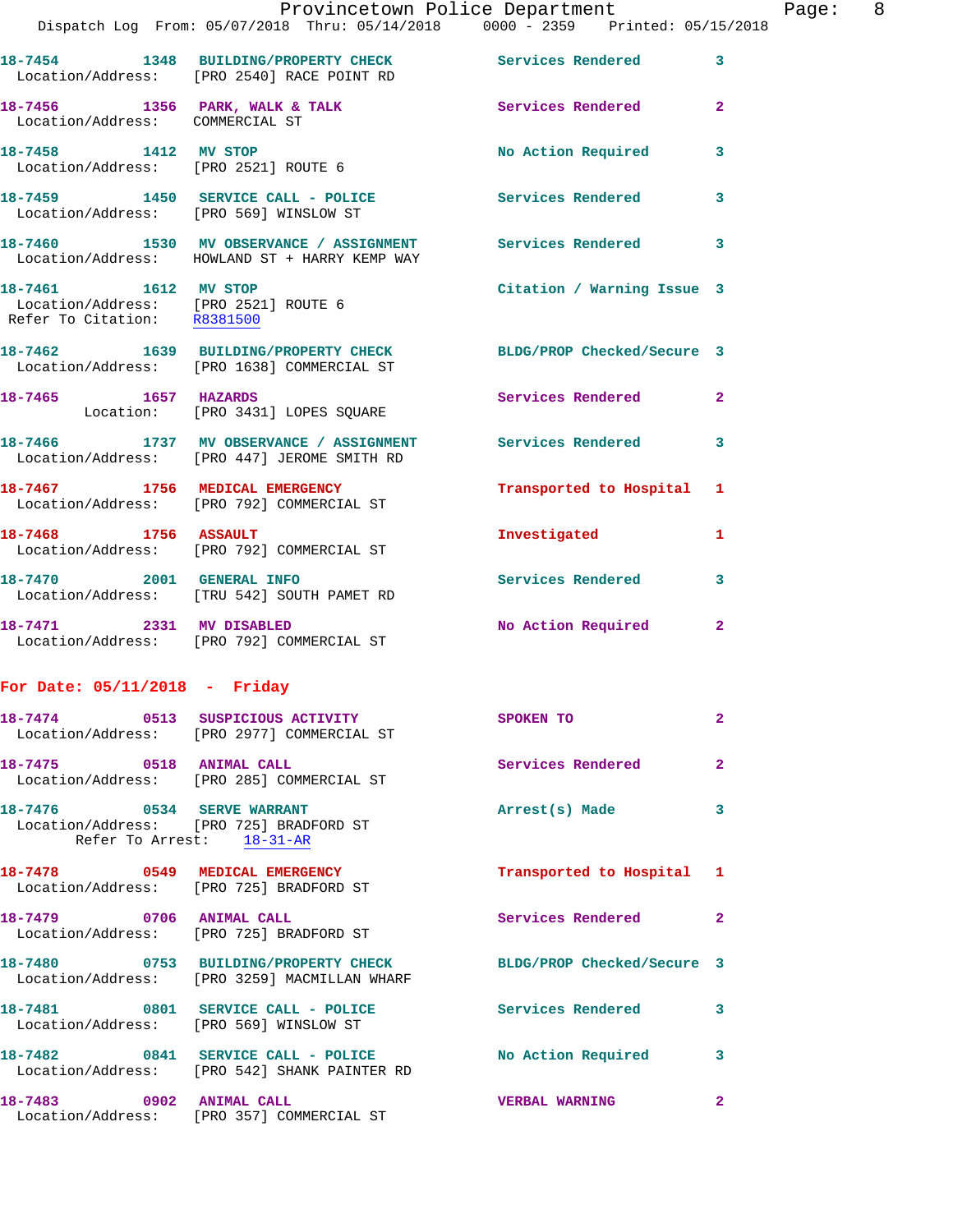18-7454 1348 BUILDING/PROPERTY CHECK Services Rendered 3
Location/Address: [PRO 2540] RACE POINT RD

18-7456 1356 PARK, WALK & TALK Services Rendered 2
Location/Address: COMMERCIAL ST

18-7458 1412 MV STOP No Action Required 3
Location/Address: [PRO 2521] ROUTE 6

18-7459 1450 SERVICE CALL - POLICE Services Rendered 3
Location/Address: [PRO 569] WINSLOW ST

18-7460 1530 MV OBSERVANCE / ASSIGNMENT Services Rendered 3
Location/Address: HOWLAND ST + HARRY KEMP WAY

18-7461 1612 MV STOP Citation / Warning Issue 3
Location/Address: [PRO 2521] ROUTE 6
Refer To Citation: R8381500

18-7462 1639 BUILDING/PROPERTY CHECK BLDG/PROP Checked/Secure 3
Location/Address: [PRO 1638] COMMERCIAL ST

18-7465 1657 HAZARDS Services Rendered 2
Location: [PRO 3431] LOPES SQUARE

18-7466 1737 MV OBSERVANCE / ASSIGNMENT Services Rendered 3
Location/Address: [PRO 447] JEROME SMITH RD

18-7467 1756 MEDICAL EMERGENCY Transported to Hospital 1
Location/Address: [PRO 792] COMMERCIAL ST

18-7468 1756 ASSAULT Investigated 1
Location/Address: [PRO 792] COMMERCIAL ST

18-7470 2001 GENERAL INFO Services Rendered 3
Location/Address: [TRU 542] SOUTH PAMET RD

18-7471 2331 MV DISABLED No Action Required 2
Location/Address: [PRO 792] COMMERCIAL ST

## For Date: 05/11/2018 - Friday

18-7474 0513 SUSPICIOUS ACTIVITY SPOKEN TO 2
Location/Address: [PRO 2977] COMMERCIAL ST

18-7475 0518 ANIMAL CALL Services Rendered 2
Location/Address: [PRO 285] COMMERCIAL ST

18-7476 0534 SERVE WARRANT Arrest(s) Made 3
Location/Address: [PRO 725] BRADFORD ST
Refer To Arrest: 18-31-AR

18-7478 0549 MEDICAL EMERGENCY Transported to Hospital 1
Location/Address: [PRO 725] BRADFORD ST

18-7479 0706 ANIMAL CALL Services Rendered 2
Location/Address: [PRO 725] BRADFORD ST

18-7480 0753 BUILDING/PROPERTY CHECK BLDG/PROP Checked/Secure 3
Location/Address: [PRO 3259] MACMILLAN WHARF

18-7481 0801 SERVICE CALL - POLICE Services Rendered 3
Location/Address: [PRO 569] WINSLOW ST

18-7482 0841 SERVICE CALL - POLICE No Action Required 3
Location/Address: [PRO 542] SHANK PAINTER RD

18-7483 0902 ANIMAL CALL VERBAL WARNING 2
Location/Address: [PRO 357] COMMERCIAL ST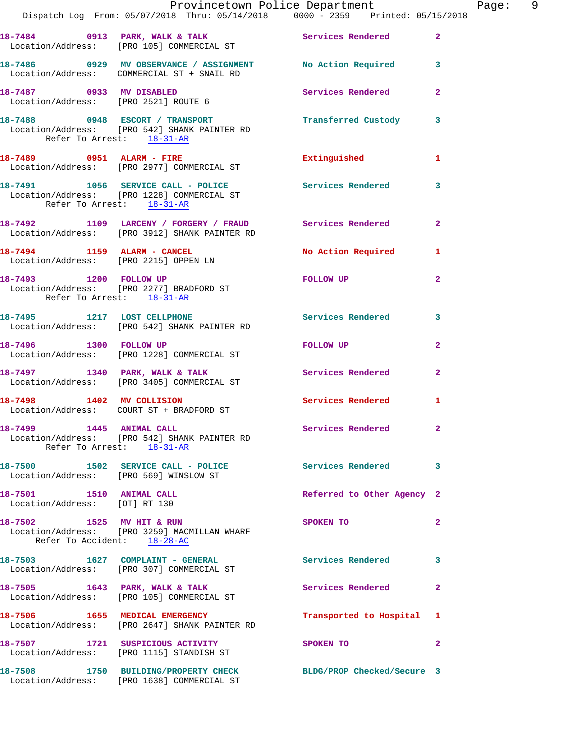18-7484 0913 PARK, WALK & TALK Services Rendered 2
Location/Address: [PRO 105] COMMERCIAL ST

18-7486 0929 MV OBSERVANCE / ASSIGNMENT No Action Required 3
Location/Address: COMMERCIAL ST + SNAIL RD

18-7487 0933 MV DISABLED Services Rendered 2
Location/Address: [PRO 2521] ROUTE 6

18-7488 0948 ESCORT / TRANSPORT Transferred Custody 3
Location/Address: [PRO 542] SHANK PAINTER RD
Refer To Arrest: 18-31-AR

18-7489 0951 ALARM - FIRE Extinguished 1
Location/Address: [PRO 2977] COMMERCIAL ST

18-7491 1056 SERVICE CALL - POLICE Services Rendered 3
Location/Address: [PRO 1228] COMMERCIAL ST
Refer To Arrest: 18-31-AR

18-7492 1109 LARCENY / FORGERY / FRAUD Services Rendered 2
Location/Address: [PRO 3912] SHANK PAINTER RD

18-7494 1159 ALARM - CANCEL No Action Required 1
Location/Address: [PRO 2215] OPPEN LN

18-7493 1200 FOLLOW UP FOLLOW UP 2
Location/Address: [PRO 2277] BRADFORD ST
Refer To Arrest: 18-31-AR

18-7495 1217 LOST CELLPHONE Services Rendered 3
Location/Address: [PRO 542] SHANK PAINTER RD

18-7496 1300 FOLLOW UP FOLLOW UP 2
Location/Address: [PRO 1228] COMMERCIAL ST

18-7497 1340 PARK, WALK & TALK Services Rendered 2
Location/Address: [PRO 3405] COMMERCIAL ST

18-7498 1402 MV COLLISION Services Rendered 1
Location/Address: COURT ST + BRADFORD ST

18-7499 1445 ANIMAL CALL Services Rendered 2
Location/Address: [PRO 542] SHANK PAINTER RD
Refer To Arrest: 18-31-AR

18-7500 1502 SERVICE CALL - POLICE Services Rendered 3
Location/Address: [PRO 569] WINSLOW ST

18-7501 1510 ANIMAL CALL Referred to Other Agency 2
Location/Address: [OT] RT 130

18-7502 1525 MV HIT & RUN SPOKEN TO 2
Location/Address: [PRO 3259] MACMILLAN WHARF
Refer To Accident: 18-28-AC

18-7503 1627 COMPLAINT - GENERAL Services Rendered 3
Location/Address: [PRO 307] COMMERCIAL ST

18-7505 1643 PARK, WALK & TALK Services Rendered 2
Location/Address: [PRO 105] COMMERCIAL ST

18-7506 1655 MEDICAL EMERGENCY Transported to Hospital 1
Location/Address: [PRO 2647] SHANK PAINTER RD

18-7507 1721 SUSPICIOUS ACTIVITY SPOKEN TO 2
Location/Address: [PRO 1115] STANDISH ST

18-7508 1750 BUILDING/PROPERTY CHECK BLDG/PROP Checked/Secure 3
Location/Address: [PRO 1638] COMMERCIAL ST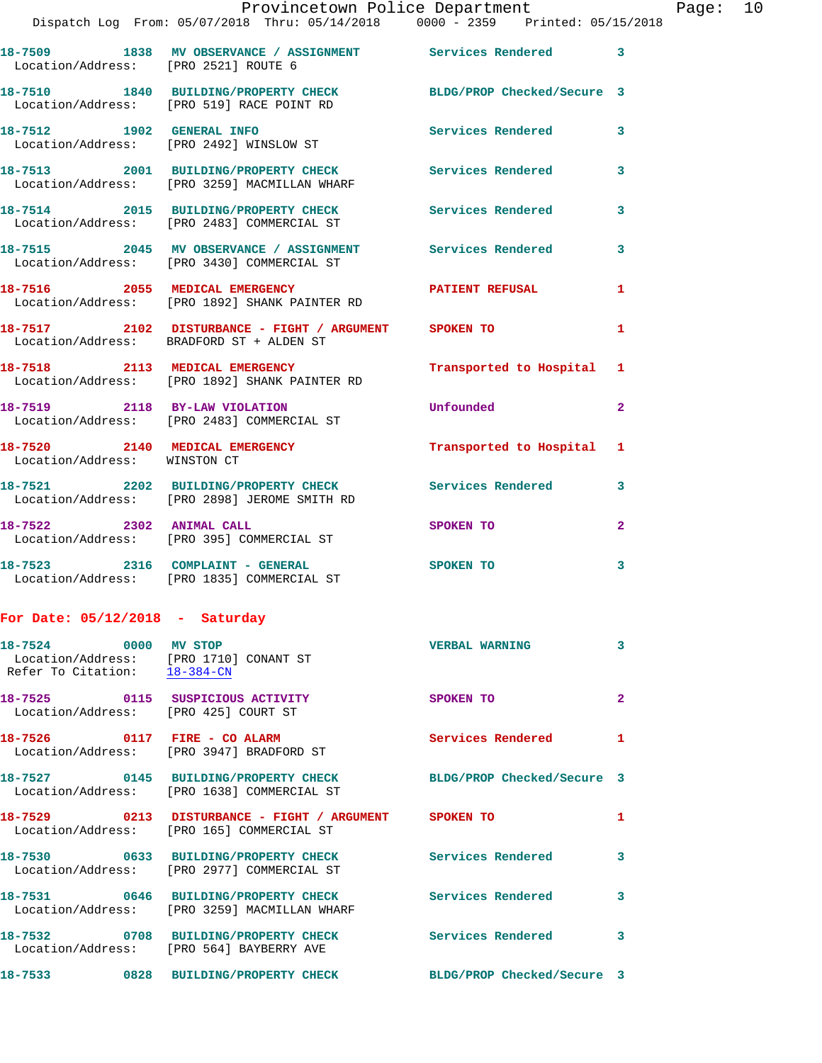18-7509 1838 MV OBSERVANCE / ASSIGNMENT Services Rendered 3
Location/Address: [PRO 2521] ROUTE 6

18-7510 1840 BUILDING/PROPERTY CHECK BLDG/PROP Checked/Secure 3
Location/Address: [PRO 519] RACE POINT RD

18-7512 1902 GENERAL INFO Services Rendered 3
Location/Address: [PRO 2492] WINSLOW ST

18-7513 2001 BUILDING/PROPERTY CHECK Services Rendered 3
Location/Address: [PRO 3259] MACMILLAN WHARF

18-7514 2015 BUILDING/PROPERTY CHECK Services Rendered 3
Location/Address: [PRO 2483] COMMERCIAL ST

18-7515 2045 MV OBSERVANCE / ASSIGNMENT Services Rendered 3
Location/Address: [PRO 3430] COMMERCIAL ST

18-7516 2055 MEDICAL EMERGENCY PATIENT REFUSAL 1
Location/Address: [PRO 1892] SHANK PAINTER RD

18-7517 2102 DISTURBANCE - FIGHT / ARGUMENT SPOKEN TO 1
Location/Address: BRADFORD ST + ALDEN ST

18-7518 2113 MEDICAL EMERGENCY Transported to Hospital 1
Location/Address: [PRO 1892] SHANK PAINTER RD

18-7519 2118 BY-LAW VIOLATION Unfounded 2
Location/Address: [PRO 2483] COMMERCIAL ST

18-7520 2140 MEDICAL EMERGENCY Transported to Hospital 1
Location/Address: WINSTON CT

18-7521 2202 BUILDING/PROPERTY CHECK Services Rendered 3
Location/Address: [PRO 2898] JEROME SMITH RD

18-7522 2302 ANIMAL CALL SPOKEN TO 2
Location/Address: [PRO 395] COMMERCIAL ST

18-7523 2316 COMPLAINT - GENERAL SPOKEN TO 3
Location/Address: [PRO 1835] COMMERCIAL ST

**For Date: 05/12/2018 - Saturday**

18-7524 0000 MV STOP VERBAL WARNING 3
Location/Address: [PRO 1710] CONANT ST
Refer To Citation: 18-384-CN

18-7525 0115 SUSPICIOUS ACTIVITY SPOKEN TO 2
Location/Address: [PRO 425] COURT ST

18-7526 0117 FIRE - CO ALARM Services Rendered 1
Location/Address: [PRO 3947] BRADFORD ST

18-7527 0145 BUILDING/PROPERTY CHECK BLDG/PROP Checked/Secure 3
Location/Address: [PRO 1638] COMMERCIAL ST

18-7529 0213 DISTURBANCE - FIGHT / ARGUMENT SPOKEN TO 1
Location/Address: [PRO 165] COMMERCIAL ST

18-7530 0633 BUILDING/PROPERTY CHECK Services Rendered 3
Location/Address: [PRO 2977] COMMERCIAL ST

18-7531 0646 BUILDING/PROPERTY CHECK Services Rendered 3
Location/Address: [PRO 3259] MACMILLAN WHARF

18-7532 0708 BUILDING/PROPERTY CHECK Services Rendered 3
Location/Address: [PRO 564] BAYBERRY AVE

18-7533 0828 BUILDING/PROPERTY CHECK BLDG/PROP Checked/Secure 3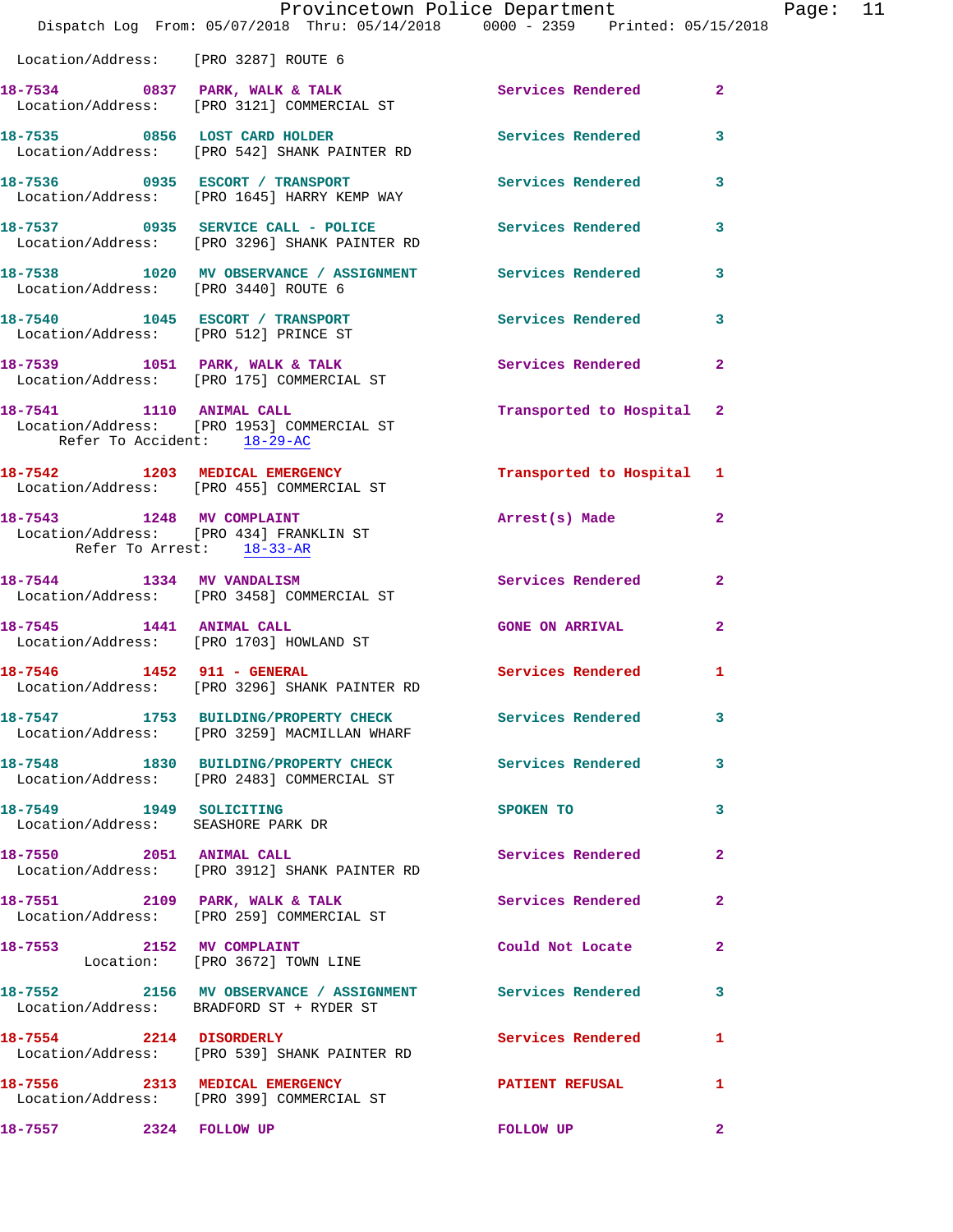Location/Address: [PRO 3287] ROUTE 6

18-7534 0837 PARK, WALK & TALK Services Rendered 2
Location/Address: [PRO 3121] COMMERCIAL ST

18-7535 0856 LOST CARD HOLDER Services Rendered 3
Location/Address: [PRO 542] SHANK PAINTER RD

18-7536 0935 ESCORT / TRANSPORT Services Rendered 3
Location/Address: [PRO 1645] HARRY KEMP WAY

18-7537 0935 SERVICE CALL - POLICE Services Rendered 3
Location/Address: [PRO 3296] SHANK PAINTER RD

18-7538 1020 MV OBSERVANCE / ASSIGNMENT Services Rendered 3
Location/Address: [PRO 3440] ROUTE 6

18-7540 1045 ESCORT / TRANSPORT Services Rendered 3
Location/Address: [PRO 512] PRINCE ST

18-7539 1051 PARK, WALK & TALK Services Rendered 2
Location/Address: [PRO 175] COMMERCIAL ST

18-7541 1110 ANIMAL CALL Transported to Hospital 2
Location/Address: [PRO 1953] COMMERCIAL ST
Refer To Accident: 18-29-AC

18-7542 1203 MEDICAL EMERGENCY Transported to Hospital 1
Location/Address: [PRO 455] COMMERCIAL ST

18-7543 1248 MV COMPLAINT Arrest(s) Made 2
Location/Address: [PRO 434] FRANKLIN ST
Refer To Arrest: 18-33-AR

18-7544 1334 MV VANDALISM Services Rendered 2
Location/Address: [PRO 3458] COMMERCIAL ST

18-7545 1441 ANIMAL CALL GONE ON ARRIVAL 2
Location/Address: [PRO 1703] HOWLAND ST

18-7546 1452 911 - GENERAL Services Rendered 1
Location/Address: [PRO 3296] SHANK PAINTER RD

18-7547 1753 BUILDING/PROPERTY CHECK Services Rendered 3
Location/Address: [PRO 3259] MACMILLAN WHARF

18-7548 1830 BUILDING/PROPERTY CHECK Services Rendered 3
Location/Address: [PRO 2483] COMMERCIAL ST

18-7549 1949 SOLICITING SPOKEN TO 3
Location/Address: SEASHORE PARK DR

18-7550 2051 ANIMAL CALL Services Rendered 2
Location/Address: [PRO 3912] SHANK PAINTER RD

18-7551 2109 PARK, WALK & TALK Services Rendered 2
Location/Address: [PRO 259] COMMERCIAL ST

18-7553 2152 MV COMPLAINT Could Not Locate 2
Location: [PRO 3672] TOWN LINE

18-7552 2156 MV OBSERVANCE / ASSIGNMENT Services Rendered 3
Location/Address: BRADFORD ST + RYDER ST

18-7554 2214 DISORDERLY Services Rendered 1
Location/Address: [PRO 539] SHANK PAINTER RD

18-7556 2313 MEDICAL EMERGENCY PATIENT REFUSAL 1
Location/Address: [PRO 399] COMMERCIAL ST

18-7557 2324 FOLLOW UP FOLLOW UP 2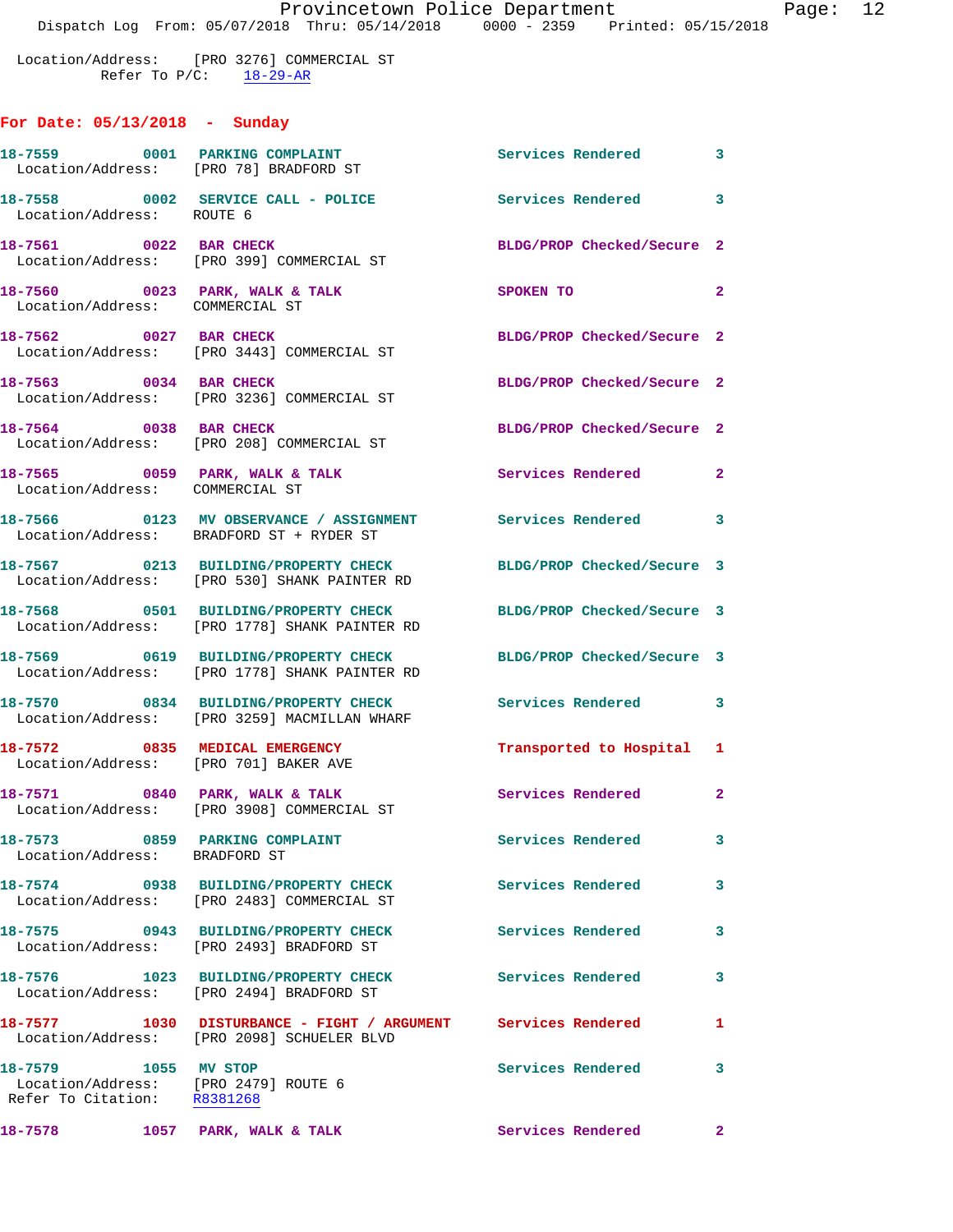Location/Address: [PRO 3276] COMMERCIAL ST
Refer To P/C: 18-29-AR

## For Date: 05/13/2018 - Sunday

18-7559 0001 PARKING COMPLAINT Services Rendered 3
Location/Address: [PRO 78] BRADFORD ST

18-7558 0002 SERVICE CALL - POLICE Services Rendered 3
Location/Address: ROUTE 6

18-7561 0022 BAR CHECK BLDG/PROP Checked/Secure 2
Location/Address: [PRO 399] COMMERCIAL ST

18-7560 0023 PARK, WALK & TALK SPOKEN TO 2
Location/Address: COMMERCIAL ST

18-7562 0027 BAR CHECK BLDG/PROP Checked/Secure 2
Location/Address: [PRO 3443] COMMERCIAL ST

18-7563 0034 BAR CHECK BLDG/PROP Checked/Secure 2
Location/Address: [PRO 3236] COMMERCIAL ST

18-7564 0038 BAR CHECK BLDG/PROP Checked/Secure 2
Location/Address: [PRO 208] COMMERCIAL ST

18-7565 0059 PARK, WALK & TALK Services Rendered 2
Location/Address: COMMERCIAL ST

18-7566 0123 MV OBSERVANCE / ASSIGNMENT Services Rendered 3
Location/Address: BRADFORD ST + RYDER ST

18-7567 0213 BUILDING/PROPERTY CHECK BLDG/PROP Checked/Secure 3
Location/Address: [PRO 530] SHANK PAINTER RD

18-7568 0501 BUILDING/PROPERTY CHECK BLDG/PROP Checked/Secure 3
Location/Address: [PRO 1778] SHANK PAINTER RD

18-7569 0619 BUILDING/PROPERTY CHECK BLDG/PROP Checked/Secure 3
Location/Address: [PRO 1778] SHANK PAINTER RD

18-7570 0834 BUILDING/PROPERTY CHECK Services Rendered 3
Location/Address: [PRO 3259] MACMILLAN WHARF

18-7572 0835 MEDICAL EMERGENCY Transported to Hospital 1
Location/Address: [PRO 701] BAKER AVE

18-7571 0840 PARK, WALK & TALK Services Rendered 2
Location/Address: [PRO 3908] COMMERCIAL ST

18-7573 0859 PARKING COMPLAINT Services Rendered 3
Location/Address: BRADFORD ST

18-7574 0938 BUILDING/PROPERTY CHECK Services Rendered 3
Location/Address: [PRO 2483] COMMERCIAL ST

18-7575 0943 BUILDING/PROPERTY CHECK Services Rendered 3
Location/Address: [PRO 2493] BRADFORD ST

18-7576 1023 BUILDING/PROPERTY CHECK Services Rendered 3
Location/Address: [PRO 2494] BRADFORD ST

18-7577 1030 DISTURBANCE - FIGHT / ARGUMENT Services Rendered 1
Location/Address: [PRO 2098] SCHUELER BLVD

18-7579 1055 MV STOP Services Rendered 3
Location/Address: [PRO 2479] ROUTE 6
Refer To Citation: R8381268

18-7578 1057 PARK, WALK & TALK Services Rendered 2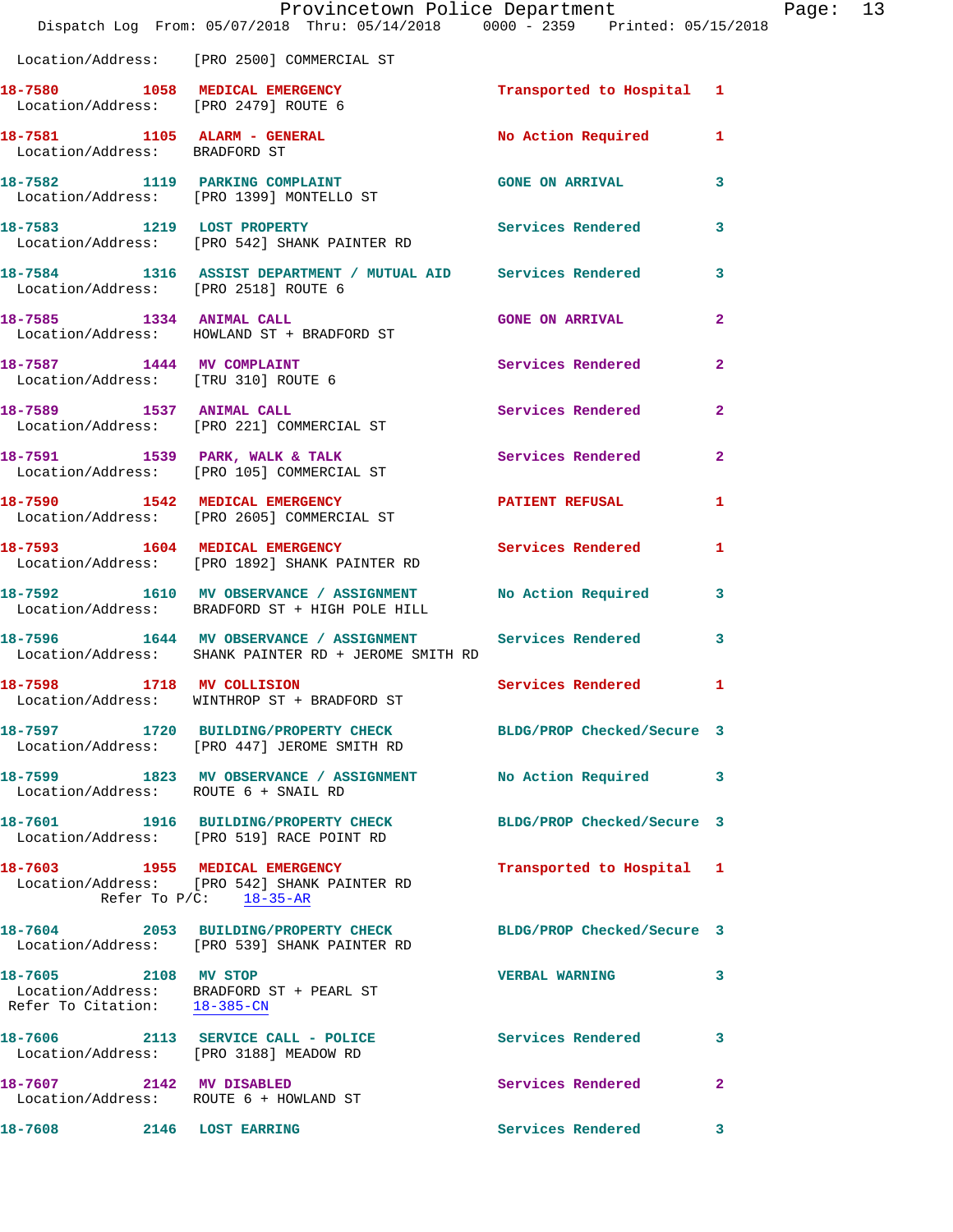Location/Address: [PRO 2500] COMMERCIAL ST

**18-7580** 1058 **MEDICAL EMERGENCY** Transported to Hospital 1
Location/Address: [PRO 2479] ROUTE 6

**18-7581** 1105 **ALARM - GENERAL** No Action Required 1
Location/Address: BRADFORD ST

**18-7582** 1119 **PARKING COMPLAINT** GONE ON ARRIVAL 3
Location/Address: [PRO 1399] MONTELLO ST

**18-7583** 1219 **LOST PROPERTY** Services Rendered 3
Location/Address: [PRO 542] SHANK PAINTER RD

**18-7584** 1316 **ASSIST DEPARTMENT / MUTUAL AID** Services Rendered 3
Location/Address: [PRO 2518] ROUTE 6

**18-7585** 1334 **ANIMAL CALL** GONE ON ARRIVAL 2
Location/Address: HOWLAND ST + BRADFORD ST

**18-7587** 1444 **MV COMPLAINT** Services Rendered 2
Location/Address: [TRU 310] ROUTE 6

**18-7589** 1537 **ANIMAL CALL** Services Rendered 2
Location/Address: [PRO 221] COMMERCIAL ST

**18-7591** 1539 **PARK, WALK & TALK** Services Rendered 2
Location/Address: [PRO 105] COMMERCIAL ST

**18-7590** 1542 **MEDICAL EMERGENCY** PATIENT REFUSAL 1
Location/Address: [PRO 2605] COMMERCIAL ST

**18-7593** 1604 **MEDICAL EMERGENCY** Services Rendered 1
Location/Address: [PRO 1892] SHANK PAINTER RD

**18-7592** 1610 **MV OBSERVANCE / ASSIGNMENT** No Action Required 3
Location/Address: BRADFORD ST + HIGH POLE HILL

**18-7596** 1644 **MV OBSERVANCE / ASSIGNMENT** Services Rendered 3
Location/Address: SHANK PAINTER RD + JEROME SMITH RD

**18-7598** 1718 **MV COLLISION** Services Rendered 1
Location/Address: WINTHROP ST + BRADFORD ST

**18-7597** 1720 **BUILDING/PROPERTY CHECK** BLDG/PROP Checked/Secure 3
Location/Address: [PRO 447] JEROME SMITH RD

**18-7599** 1823 **MV OBSERVANCE / ASSIGNMENT** No Action Required 3
Location/Address: ROUTE 6 + SNAIL RD

**18-7601** 1916 **BUILDING/PROPERTY CHECK** BLDG/PROP Checked/Secure 3
Location/Address: [PRO 519] RACE POINT RD

**18-7603** 1955 **MEDICAL EMERGENCY** Transported to Hospital 1
Location/Address: [PRO 542] SHANK PAINTER RD
Refer To P/C: 18-35-AR

**18-7604** 2053 **BUILDING/PROPERTY CHECK** BLDG/PROP Checked/Secure 3
Location/Address: [PRO 539] SHANK PAINTER RD

**18-7605** 2108 **MV STOP** VERBAL WARNING 3
Location/Address: BRADFORD ST + PEARL ST
Refer To Citation: 18-385-CN

**18-7606** 2113 **SERVICE CALL - POLICE** Services Rendered 3
Location/Address: [PRO 3188] MEADOW RD

**18-7607** 2142 **MV DISABLED** Services Rendered 2
Location/Address: ROUTE 6 + HOWLAND ST

**18-7608** 2146 **LOST EARRING** Services Rendered 3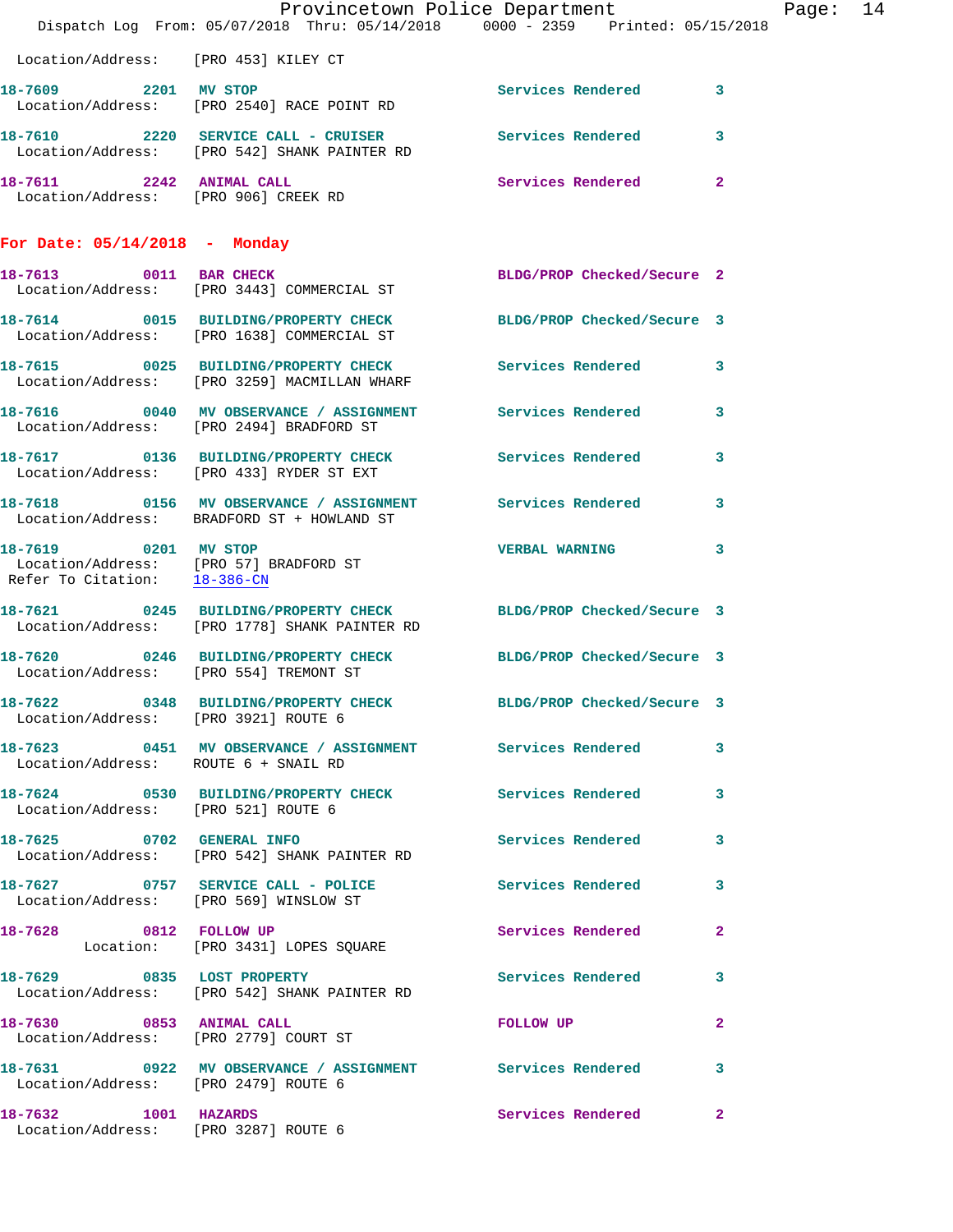Location/Address: [PRO 453] KILEY CT

**18-7609 2201 MV STOP** Services Rendered 3
Location/Address: [PRO 2540] RACE POINT RD

**18-7610 2220 SERVICE CALL - CRUISER** Services Rendered 3
Location/Address: [PRO 542] SHANK PAINTER RD

**18-7611 2242 ANIMAL CALL** Services Rendered 2
Location/Address: [PRO 906] CREEK RD

## For Date: 05/14/2018 - Monday

**18-7613 0011 BAR CHECK** BLDG/PROP Checked/Secure 2
Location/Address: [PRO 3443] COMMERCIAL ST

**18-7614 0015 BUILDING/PROPERTY CHECK** BLDG/PROP Checked/Secure 3
Location/Address: [PRO 1638] COMMERCIAL ST

**18-7615 0025 BUILDING/PROPERTY CHECK** Services Rendered 3
Location/Address: [PRO 3259] MACMILLAN WHARF

**18-7616 0040 MV OBSERVANCE / ASSIGNMENT** Services Rendered 3
Location/Address: [PRO 2494] BRADFORD ST

**18-7617 0136 BUILDING/PROPERTY CHECK** Services Rendered 3
Location/Address: [PRO 433] RYDER ST EXT

**18-7618 0156 MV OBSERVANCE / ASSIGNMENT** Services Rendered 3
Location/Address: BRADFORD ST + HOWLAND ST

**18-7619 0201 MV STOP** VERBAL WARNING 3
Location/Address: [PRO 57] BRADFORD ST
Refer To Citation: 18-386-CN

**18-7621 0245 BUILDING/PROPERTY CHECK** BLDG/PROP Checked/Secure 3
Location/Address: [PRO 1778] SHANK PAINTER RD

**18-7620 0246 BUILDING/PROPERTY CHECK** BLDG/PROP Checked/Secure 3
Location/Address: [PRO 554] TREMONT ST

**18-7622 0348 BUILDING/PROPERTY CHECK** BLDG/PROP Checked/Secure 3
Location/Address: [PRO 3921] ROUTE 6

**18-7623 0451 MV OBSERVANCE / ASSIGNMENT** Services Rendered 3
Location/Address: ROUTE 6 + SNAIL RD

**18-7624 0530 BUILDING/PROPERTY CHECK** Services Rendered 3
Location/Address: [PRO 521] ROUTE 6

**18-7625 0702 GENERAL INFO** Services Rendered 3
Location/Address: [PRO 542] SHANK PAINTER RD

**18-7627 0757 SERVICE CALL - POLICE** Services Rendered 3
Location/Address: [PRO 569] WINSLOW ST

**18-7628 0812 FOLLOW UP** Services Rendered 2
Location: [PRO 3431] LOPES SQUARE

**18-7629 0835 LOST PROPERTY** Services Rendered 3
Location/Address: [PRO 542] SHANK PAINTER RD

**18-7630 0853 ANIMAL CALL** FOLLOW UP 2
Location/Address: [PRO 2779] COURT ST

**18-7631 0922 MV OBSERVANCE / ASSIGNMENT** Services Rendered 3
Location/Address: [PRO 2479] ROUTE 6

**18-7632 1001 HAZARDS** Services Rendered 2
Location/Address: [PRO 3287] ROUTE 6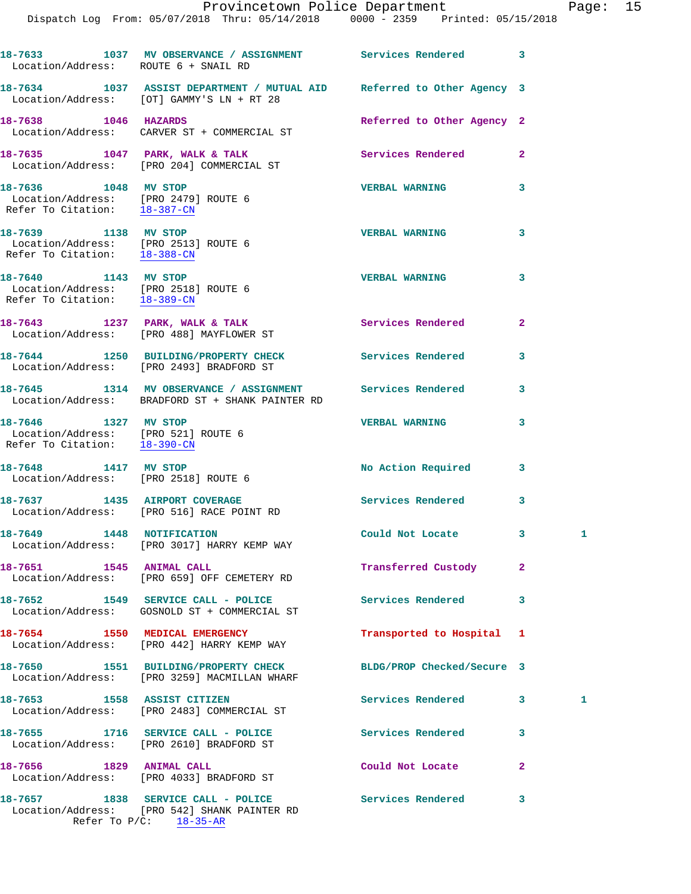18-7633 1037 MV OBSERVANCE / ASSIGNMENT Services Rendered 3
Location/Address: ROUTE 6 + SNAIL RD

18-7634 1037 ASSIST DEPARTMENT / MUTUAL AID Referred to Other Agency 3
Location/Address: [OT] GAMMY'S LN + RT 28

18-7638 1046 HAZARDS Referred to Other Agency 2
Location/Address: CARVER ST + COMMERCIAL ST

18-7635 1047 PARK, WALK & TALK Services Rendered 2
Location/Address: [PRO 204] COMMERCIAL ST

18-7636 1048 MV STOP VERBAL WARNING 3
Location/Address: [PRO 2479] ROUTE 6
Refer To Citation: 18-387-CN

18-7639 1138 MV STOP VERBAL WARNING 3
Location/Address: [PRO 2513] ROUTE 6
Refer To Citation: 18-388-CN

18-7640 1143 MV STOP VERBAL WARNING 3
Location/Address: [PRO 2518] ROUTE 6
Refer To Citation: 18-389-CN

18-7643 1237 PARK, WALK & TALK Services Rendered 2
Location/Address: [PRO 488] MAYFLOWER ST

18-7644 1250 BUILDING/PROPERTY CHECK Services Rendered 3
Location/Address: [PRO 2493] BRADFORD ST

18-7645 1314 MV OBSERVANCE / ASSIGNMENT Services Rendered 3
Location/Address: BRADFORD ST + SHANK PAINTER RD

18-7646 1327 MV STOP VERBAL WARNING 3
Location/Address: [PRO 521] ROUTE 6
Refer To Citation: 18-390-CN

18-7648 1417 MV STOP No Action Required 3
Location/Address: [PRO 2518] ROUTE 6

18-7637 1435 AIRPORT COVERAGE Services Rendered 3
Location/Address: [PRO 516] RACE POINT RD

18-7649 1448 NOTIFICATION Could Not Locate 3 1
Location/Address: [PRO 3017] HARRY KEMP WAY

18-7651 1545 ANIMAL CALL Transferred Custody 2
Location/Address: [PRO 659] OFF CEMETERY RD

18-7652 1549 SERVICE CALL - POLICE Services Rendered 3
Location/Address: GOSNOLD ST + COMMERCIAL ST

18-7654 1550 MEDICAL EMERGENCY Transported to Hospital 1
Location/Address: [PRO 442] HARRY KEMP WAY

18-7650 1551 BUILDING/PROPERTY CHECK BLDG/PROP Checked/Secure 3
Location/Address: [PRO 3259] MACMILLAN WHARF

18-7653 1558 ASSIST CITIZEN Services Rendered 3 1
Location/Address: [PRO 2483] COMMERCIAL ST

18-7655 1716 SERVICE CALL - POLICE Services Rendered 3
Location/Address: [PRO 2610] BRADFORD ST

18-7656 1829 ANIMAL CALL Could Not Locate 2
Location/Address: [PRO 4033] BRADFORD ST

18-7657 1838 SERVICE CALL - POLICE Services Rendered 3
Location/Address: [PRO 542] SHANK PAINTER RD
Refer To P/C: 18-35-AR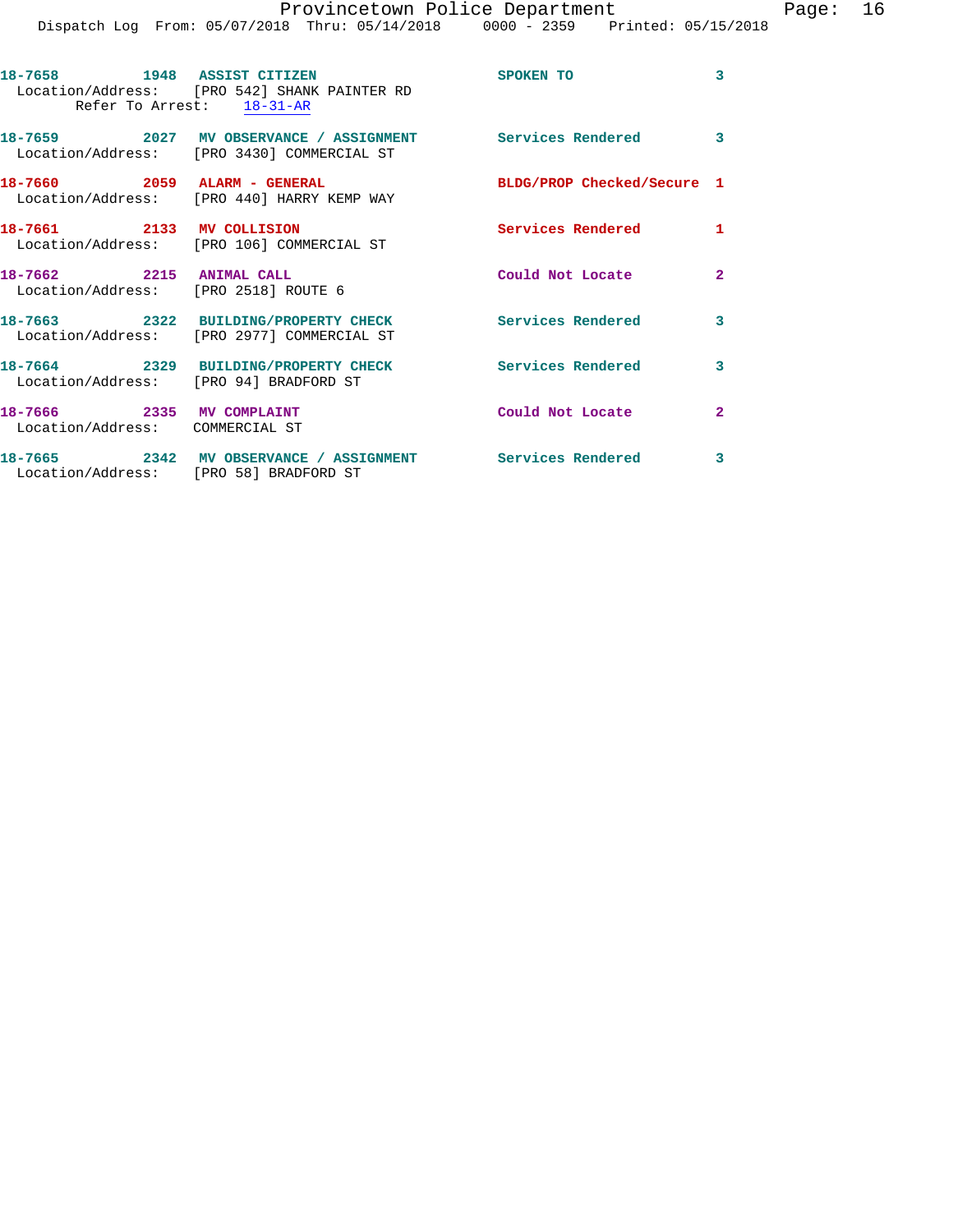18-7658 1948 ASSIST CITIZEN SPOKEN TO 3
Location/Address: [PRO 542] SHANK PAINTER RD
Refer To Arrest: 18-31-AR

18-7659 2027 MV OBSERVANCE / ASSIGNMENT Services Rendered 3
Location/Address: [PRO 3430] COMMERCIAL ST

18-7660 2059 ALARM - GENERAL BLDG/PROP Checked/Secure 1
Location/Address: [PRO 440] HARRY KEMP WAY

18-7661 2133 MV COLLISION Services Rendered 1
Location/Address: [PRO 106] COMMERCIAL ST

18-7662 2215 ANIMAL CALL Could Not Locate 2
Location/Address: [PRO 2518] ROUTE 6

18-7663 2322 BUILDING/PROPERTY CHECK Services Rendered 3
Location/Address: [PRO 2977] COMMERCIAL ST

18-7664 2329 BUILDING/PROPERTY CHECK Services Rendered 3
Location/Address: [PRO 94] BRADFORD ST

18-7666 2335 MV COMPLAINT Could Not Locate 2
Location/Address: COMMERCIAL ST

18-7665 2342 MV OBSERVANCE / ASSIGNMENT Services Rendered 3
Location/Address: [PRO 58] BRADFORD ST